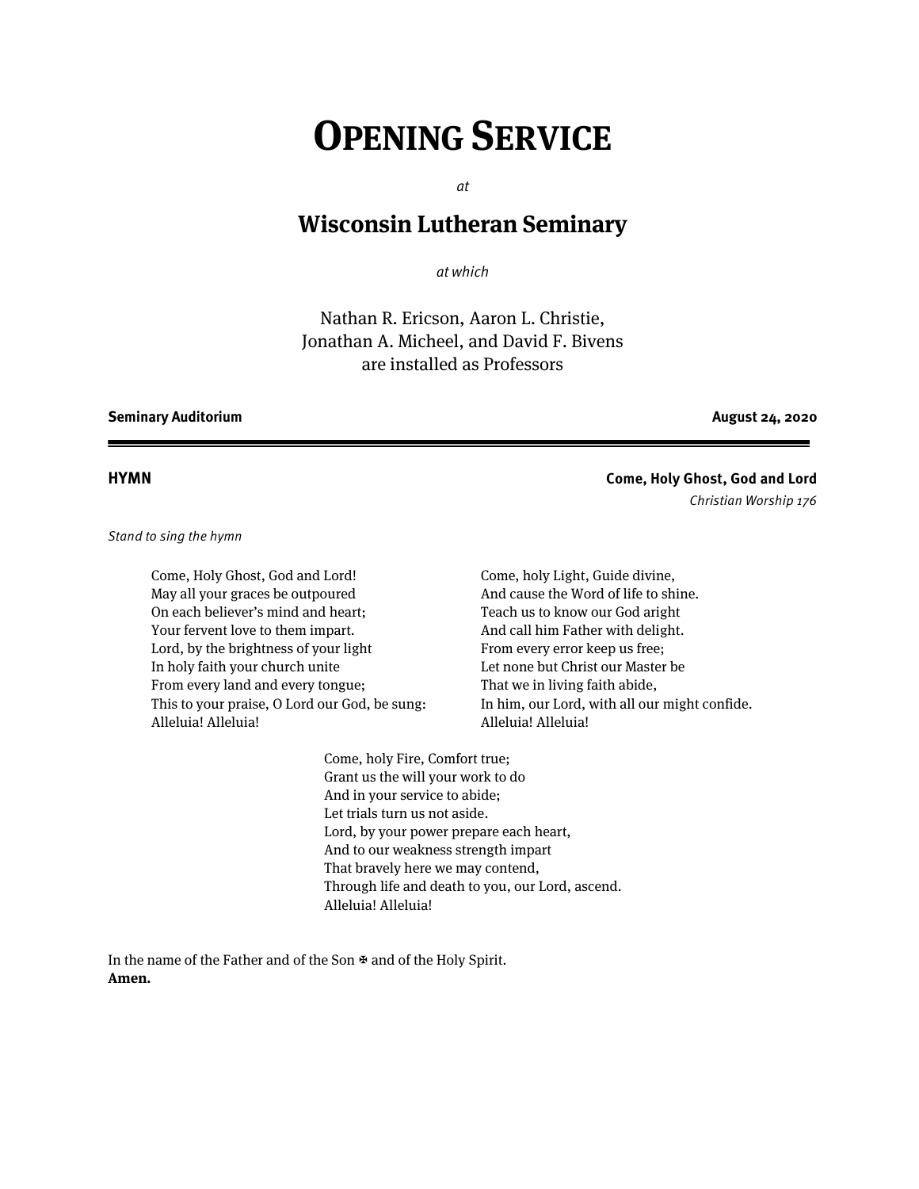# OPENING SERVICE

*at*

## Wisconsin Lutheran Seminary

*at which*

Nathan R. Ericson, Aaron L. Christie,
Jonathan A. Micheel, and David F. Bivens
are installed as Professors

**Seminary Auditorium** **August 24, 2020**

---

**HYMN** **Come, Holy Ghost, God and Lord**
*Christian Worship 176*

*Stand to sing the hymn*

Come, Holy Ghost, God and Lord!
May all your graces be outpoured
On each believer's mind and heart;
Your fervent love to them impart.
Lord, by the brightness of your light
In holy faith your church unite
From every land and every tongue;
This to your praise, O Lord our God, be sung:
Alleluia! Alleluia!

Come, holy Light, Guide divine,
And cause the Word of life to shine.
Teach us to know our God aright
And call him Father with delight.
From every error keep us free;
Let none but Christ our Master be
That we in living faith abide,
In him, our Lord, with all our might confide.
Alleluia! Alleluia!

Come, holy Fire, Comfort true;
Grant us the will your work to do
And in your service to abide;
Let trials turn us not aside.
Lord, by your power prepare each heart,
And to our weakness strength impart
That bravely here we may contend,
Through life and death to you, our Lord, ascend.
Alleluia! Alleluia!

In the name of the Father and of the Son ✠ and of the Holy Spirit.
**Amen.**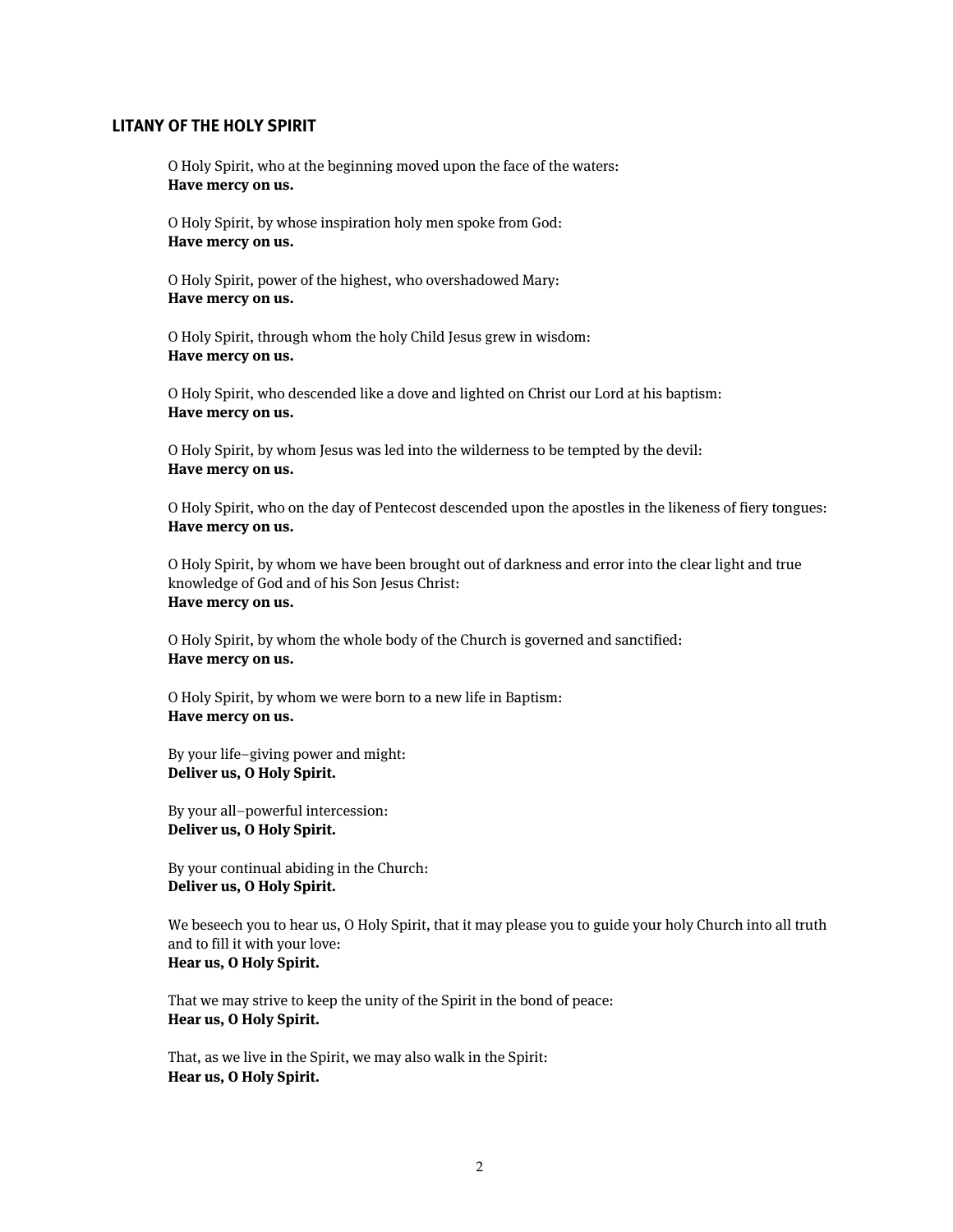## LITANY OF THE HOLY SPIRIT

O Holy Spirit, who at the beginning moved upon the face of the waters:
**Have mercy on us.**

O Holy Spirit, by whose inspiration holy men spoke from God:
**Have mercy on us.**

O Holy Spirit, power of the highest, who overshadowed Mary:
**Have mercy on us.**

O Holy Spirit, through whom the holy Child Jesus grew in wisdom:
**Have mercy on us.**

O Holy Spirit, who descended like a dove and lighted on Christ our Lord at his baptism:
**Have mercy on us.**

O Holy Spirit, by whom Jesus was led into the wilderness to be tempted by the devil:
**Have mercy on us.**

O Holy Spirit, who on the day of Pentecost descended upon the apostles in the likeness of fiery tongues:
**Have mercy on us.**

O Holy Spirit, by whom we have been brought out of darkness and error into the clear light and true knowledge of God and of his Son Jesus Christ:
**Have mercy on us.**

O Holy Spirit, by whom the whole body of the Church is governed and sanctified:
**Have mercy on us.**

O Holy Spirit, by whom we were born to a new life in Baptism:
**Have mercy on us.**

By your life–giving power and might:
**Deliver us, O Holy Spirit.**

By your all–powerful intercession:
**Deliver us, O Holy Spirit.**

By your continual abiding in the Church:
**Deliver us, O Holy Spirit.**

We beseech you to hear us, O Holy Spirit, that it may please you to guide your holy Church into all truth and to fill it with your love:
**Hear us, O Holy Spirit.**

That we may strive to keep the unity of the Spirit in the bond of peace:
**Hear us, O Holy Spirit.**

That, as we live in the Spirit, we may also walk in the Spirit:
**Hear us, O Holy Spirit.**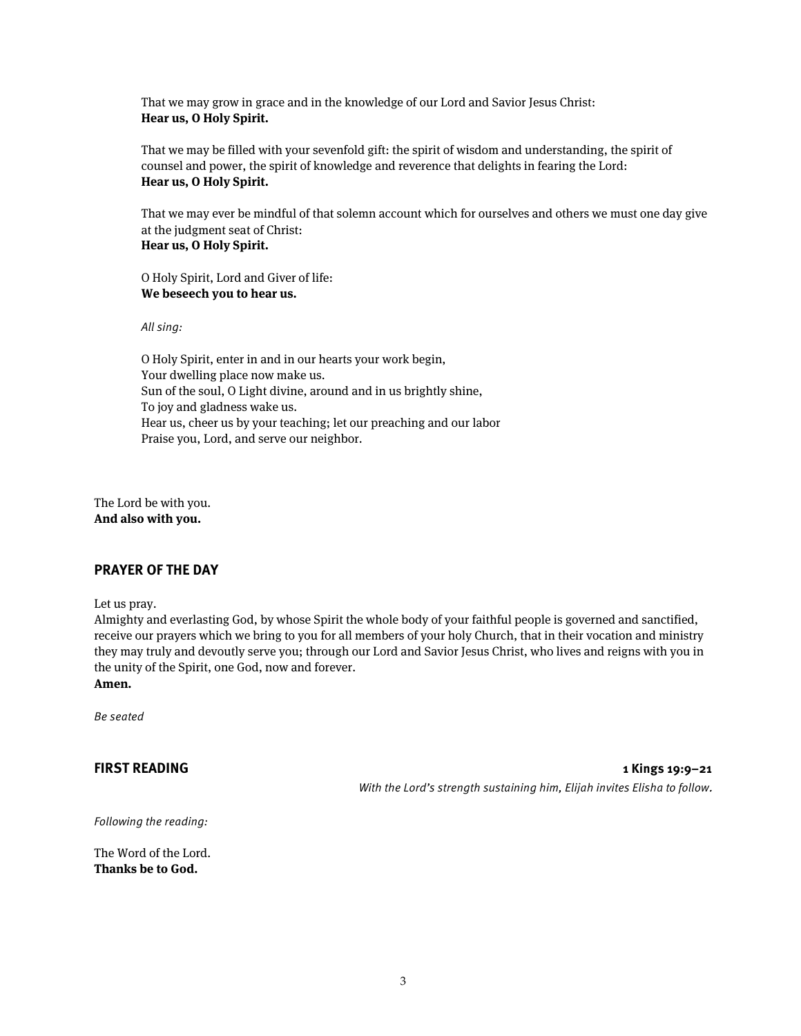That we may grow in grace and in the knowledge of our Lord and Savior Jesus Christ:
**Hear us, O Holy Spirit.**

That we may be filled with your sevenfold gift: the spirit of wisdom and understanding, the spirit of counsel and power, the spirit of knowledge and reverence that delights in fearing the Lord:
**Hear us, O Holy Spirit.**

That we may ever be mindful of that solemn account which for ourselves and others we must one day give at the judgment seat of Christ:
**Hear us, O Holy Spirit.**

O Holy Spirit, Lord and Giver of life:
**We beseech you to hear us.**

*All sing:*

O Holy Spirit, enter in and in our hearts your work begin,
Your dwelling place now make us.
Sun of the soul, O Light divine, around and in us brightly shine,
To joy and gladness wake us.
Hear us, cheer us by your teaching; let our preaching and our labor
Praise you, Lord, and serve our neighbor.

The Lord be with you.
**And also with you.**

## PRAYER OF THE DAY

Let us pray.
Almighty and everlasting God, by whose Spirit the whole body of your faithful people is governed and sanctified, receive our prayers which we bring to you for all members of your holy Church, that in their vocation and ministry they may truly and devoutly serve you; through our Lord and Savior Jesus Christ, who lives and reigns with you in the unity of the Spirit, one God, now and forever.
**Amen.**

*Be seated*

## FIRST READING — 1 Kings 19:9–21

*With the Lord's strength sustaining him, Elijah invites Elisha to follow.*

*Following the reading:*

The Word of the Lord.
**Thanks be to God.**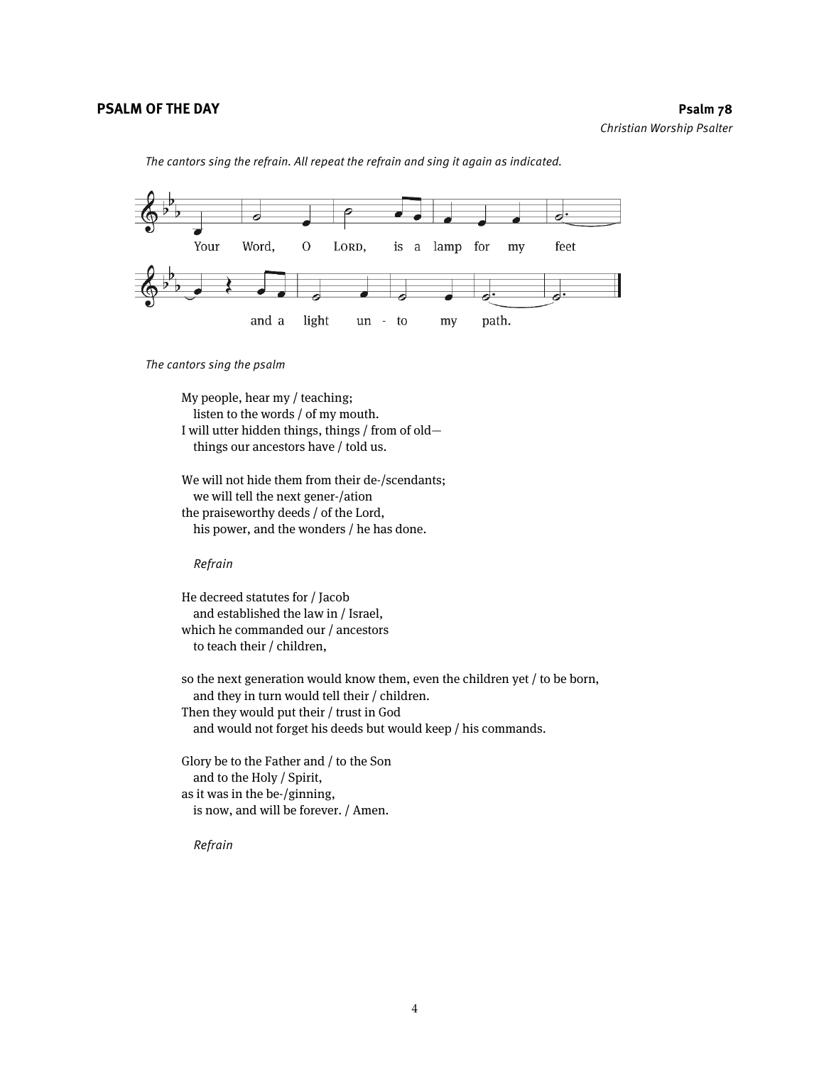**PSALM OF THE DAY** **Psalm 78**

*Christian Worship Psalter*

*The cantors sing the refrain. All repeat the refrain and sing it again as indicated.*

Your Word, O LORD, is a lamp for my feet and a light unto my path.

*The cantors sing the psalm*

My people, hear my / teaching;
  listen to the words / of my mouth.
I will utter hidden things, things / from of old—
  things our ancestors have / told us.

We will not hide them from their de-/scendants;
  we will tell the next gener-/ation
the praiseworthy deeds / of the Lord,
  his power, and the wonders / he has done.

  *Refrain*

He decreed statutes for / Jacob
  and established the law in / Israel,
which he commanded our / ancestors
  to teach their / children,

so the next generation would know them, even the children yet / to be born,
  and they in turn would tell their / children.
Then they would put their / trust in God
  and would not forget his deeds but would keep / his commands.

Glory be to the Father and / to the Son
  and to the Holy / Spirit,
as it was in the be-/ginning,
  is now, and will be forever. / Amen.

  *Refrain*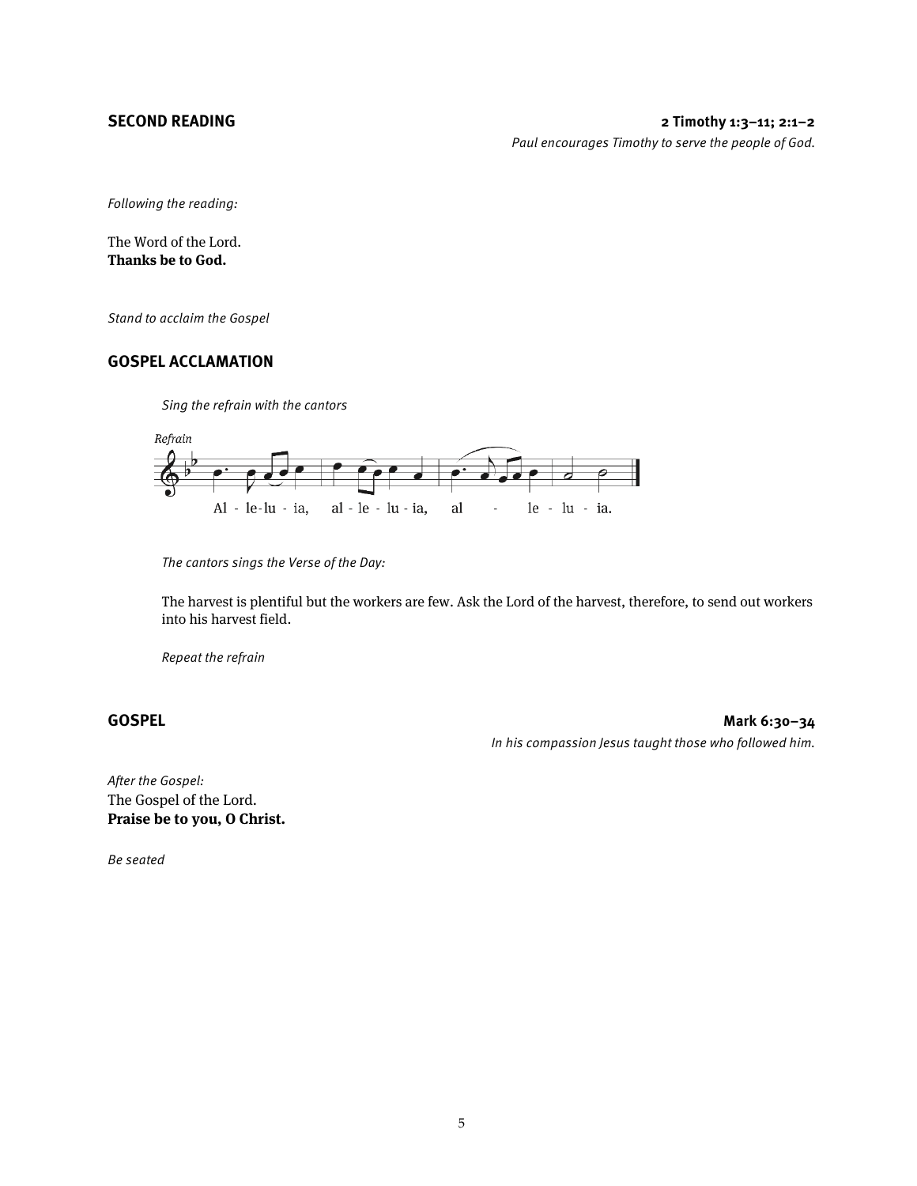## SECOND READING

**2 Timothy 1:3–11; 2:1–2**

*Paul encourages Timothy to serve the people of God.*

*Following the reading:*

The Word of the Lord.
**Thanks be to God.**

*Stand to acclaim the Gospel*

## GOSPEL ACCLAMATION

*Sing the refrain with the cantors*

*Refrain*

Al - le-lu - ia, al - le - lu - ia, al - le - lu - ia.

*The cantors sings the Verse of the Day:*

The harvest is plentiful but the workers are few. Ask the Lord of the harvest, therefore, to send out workers into his harvest field.

*Repeat the refrain*

## GOSPEL

**Mark 6:30–34**

*In his compassion Jesus taught those who followed him.*

*After the Gospel:*
The Gospel of the Lord.
**Praise be to you, O Christ.**

*Be seated*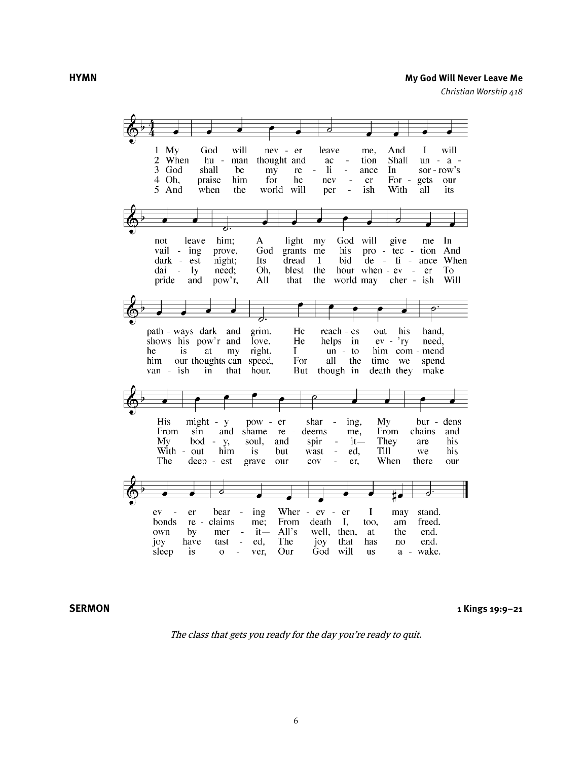**HYMN** **My God Will Never Leave Me**

*Christian Worship 418*

1 My God will never leave me, And I will not leave him; A light my God will give me In pathways dark and grim. He reaches out his hand, His mighty power sharing, My burdens ever bearing Wherever I may stand.

2 When human thought and action Shall unavailing prove, God grants me his protection And shows his pow'r and love. He helps in ev'ry need, From sin and shame redeems me, From chains and bonds reclaims me; From death I, too, am freed.

3 God shall be my reliance In sorrow's darkest night; Its dread I bid defiance When he is at my right. I unto him commend My body, soul, and spirit— They are his own by merit— All's well, then, at the end.

4 Oh, praise him for he never Forgets our daily need; Oh, blest the hour whenever To him our thoughts can speed, For all the time we spend Without him is but wasted, Till we his joy have tasted, The joy that has no end.

5 And when the world will perish With all its pride and pow'r, All that the world may cherish Will vanish in that hour. But though in death they make The deepest grave our cover, When there our sleep is over, Our God will us awake.

**SERMON** **1 Kings 19:9–21**

*The class that gets you ready for the day you're ready to quit.*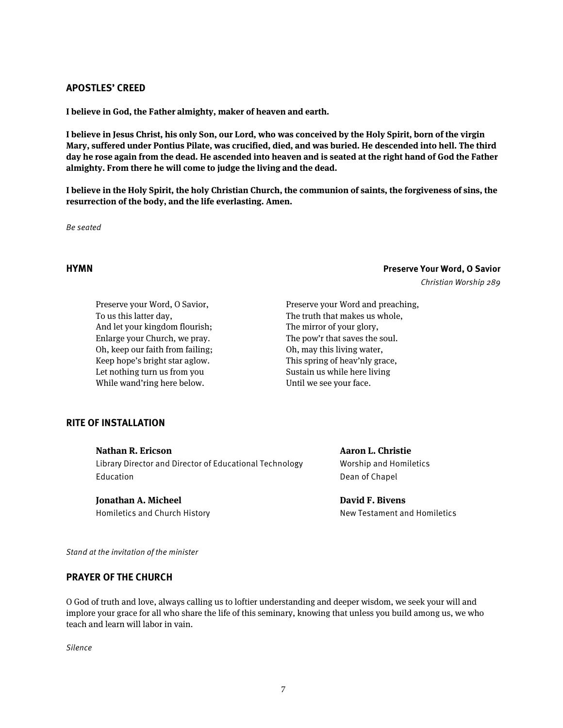## APOSTLES' CREED

**I believe in God, the Father almighty, maker of heaven and earth.**

**I believe in Jesus Christ, his only Son, our Lord, who was conceived by the Holy Spirit, born of the virgin Mary, suffered under Pontius Pilate, was crucified, died, and was buried. He descended into hell. The third day he rose again from the dead. He ascended into heaven and is seated at the right hand of God the Father almighty. From there he will come to judge the living and the dead.**

**I believe in the Holy Spirit, the holy Christian Church, the communion of saints, the forgiveness of sins, the resurrection of the body, and the life everlasting. Amen.**

*Be seated*

## HYMN

**Preserve Your Word, O Savior**
*Christian Worship 289*

Preserve your Word, O Savior,
To us this latter day,
And let your kingdom flourish;
Enlarge your Church, we pray.
Oh, keep our faith from failing;
Keep hope's bright star aglow.
Let nothing turn us from you
While wand'ring here below.

Preserve your Word and preaching,
The truth that makes us whole,
The mirror of your glory,
The pow'r that saves the soul.
Oh, may this living water,
This spring of heav'nly grace,
Sustain us while here living
Until we see your face.

## RITE OF INSTALLATION

**Nathan R. Ericson**
Library Director and Director of Educational Technology Education

**Jonathan A. Micheel**
Homiletics and Church History

**Aaron L. Christie**
Worship and Homiletics
Dean of Chapel

**David F. Bivens**
New Testament and Homiletics

*Stand at the invitation of the minister*

## PRAYER OF THE CHURCH

O God of truth and love, always calling us to loftier understanding and deeper wisdom, we seek your will and implore your grace for all who share the life of this seminary, knowing that unless you build among us, we who teach and learn will labor in vain.

*Silence*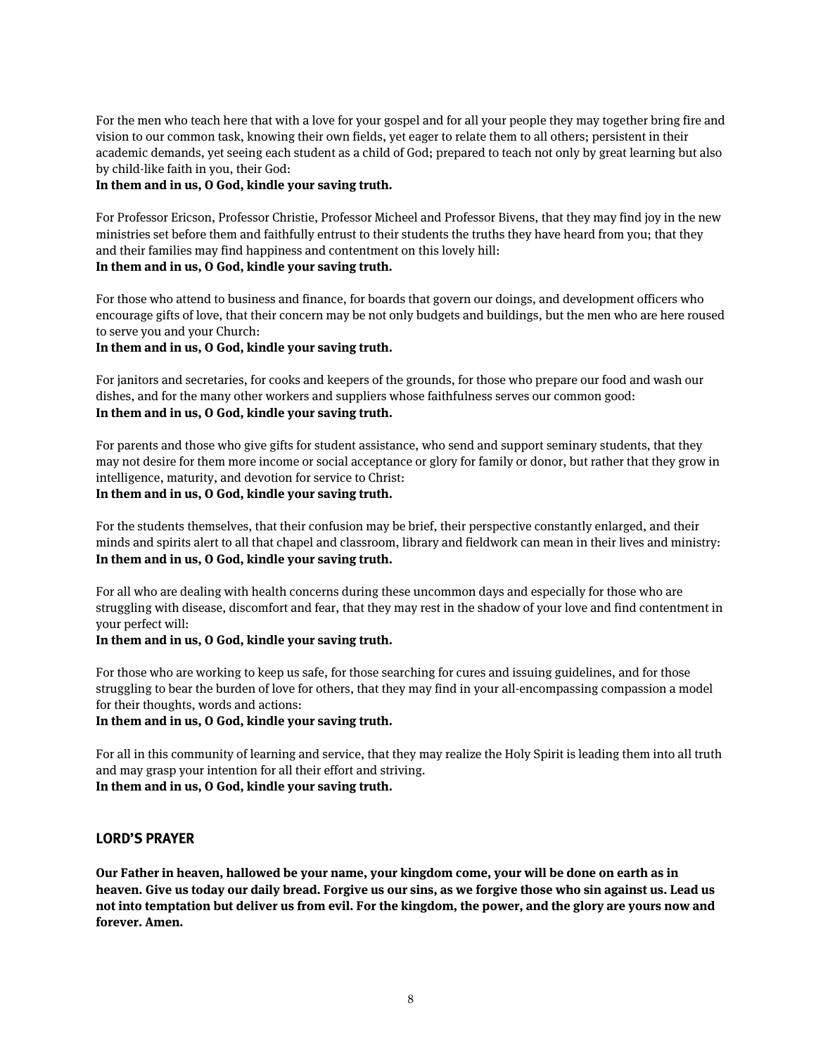For the men who teach here that with a love for your gospel and for all your people they may together bring fire and vision to our common task, knowing their own fields, yet eager to relate them to all others; persistent in their academic demands, yet seeing each student as a child of God; prepared to teach not only by great learning but also by child-like faith in you, their God:
**In them and in us, O God, kindle your saving truth.**

For Professor Ericson, Professor Christie, Professor Micheel and Professor Bivens, that they may find joy in the new ministries set before them and faithfully entrust to their students the truths they have heard from you; that they and their families may find happiness and contentment on this lovely hill:
**In them and in us, O God, kindle your saving truth.**

For those who attend to business and finance, for boards that govern our doings, and development officers who encourage gifts of love, that their concern may be not only budgets and buildings, but the men who are here roused to serve you and your Church:
**In them and in us, O God, kindle your saving truth.**

For janitors and secretaries, for cooks and keepers of the grounds, for those who prepare our food and wash our dishes, and for the many other workers and suppliers whose faithfulness serves our common good:
**In them and in us, O God, kindle your saving truth.**

For parents and those who give gifts for student assistance, who send and support seminary students, that they may not desire for them more income or social acceptance or glory for family or donor, but rather that they grow in intelligence, maturity, and devotion for service to Christ:
**In them and in us, O God, kindle your saving truth.**

For the students themselves, that their confusion may be brief, their perspective constantly enlarged, and their minds and spirits alert to all that chapel and classroom, library and fieldwork can mean in their lives and ministry:
**In them and in us, O God, kindle your saving truth.**

For all who are dealing with health concerns during these uncommon days and especially for those who are struggling with disease, discomfort and fear, that they may rest in the shadow of your love and find contentment in your perfect will:
**In them and in us, O God, kindle your saving truth.**

For those who are working to keep us safe, for those searching for cures and issuing guidelines, and for those struggling to bear the burden of love for others, that they may find in your all-encompassing compassion a model for their thoughts, words and actions:
**In them and in us, O God, kindle your saving truth.**

For all in this community of learning and service, that they may realize the Holy Spirit is leading them into all truth and may grasp your intention for all their effort and striving.
**In them and in us, O God, kindle your saving truth.**

## LORD'S PRAYER

**Our Father in heaven, hallowed be your name, your kingdom come, your will be done on earth as in heaven. Give us today our daily bread. Forgive us our sins, as we forgive those who sin against us. Lead us not into temptation but deliver us from evil. For the kingdom, the power, and the glory are yours now and forever. Amen.**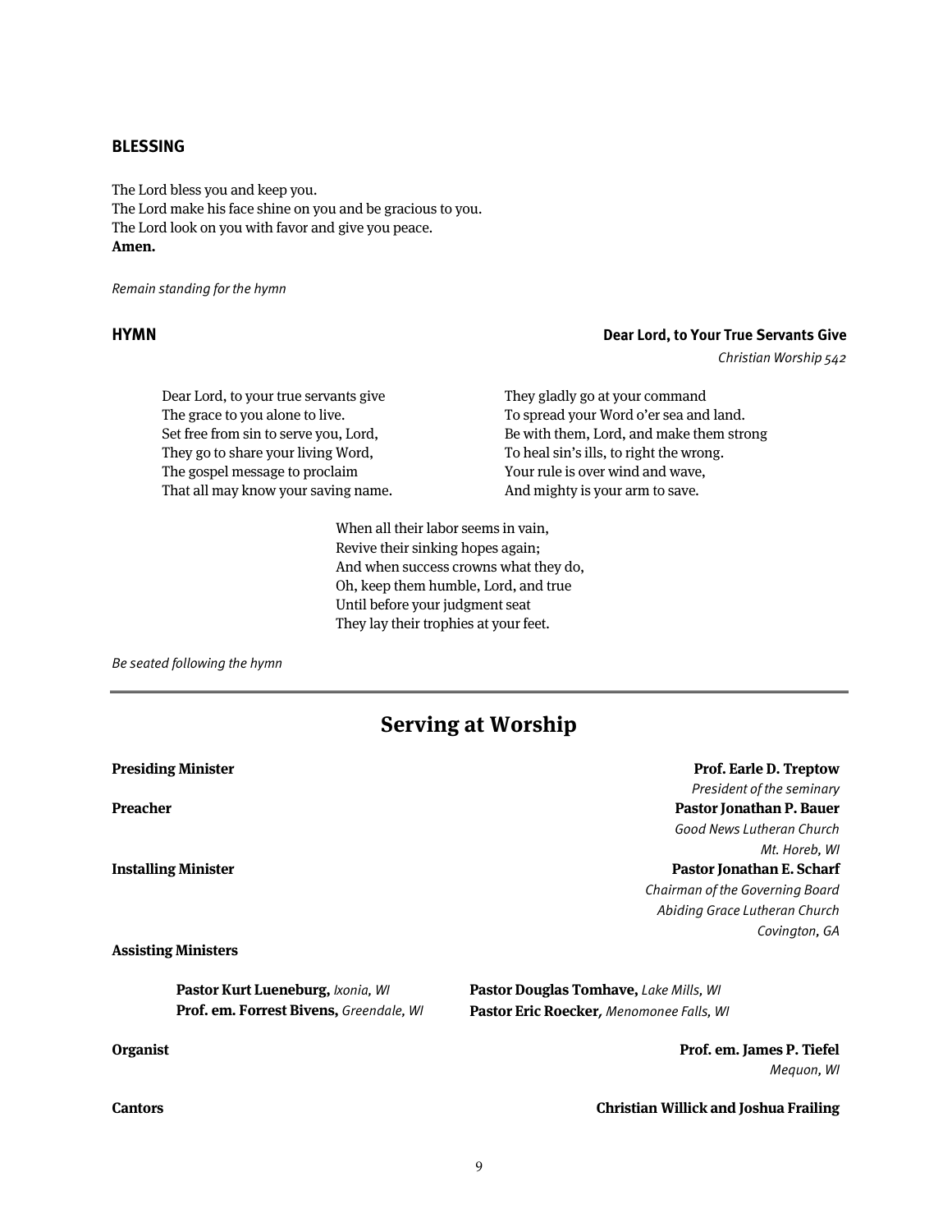### BLESSING

The Lord bless you and keep you.
The Lord make his face shine on you and be gracious to you.
The Lord look on you with favor and give you peace.
**Amen.**

*Remain standing for the hymn*

### HYMN — Dear Lord, to Your True Servants Give

*Christian Worship 542*

Dear Lord, to your true servants give
The grace to you alone to live.
Set free from sin to serve you, Lord,
They go to share your living Word,
The gospel message to proclaim
That all may know your saving name.

They gladly go at your command
To spread your Word o'er sea and land.
Be with them, Lord, and make them strong
To heal sin's ills, to right the wrong.
Your rule is over wind and wave,
And mighty is your arm to save.

When all their labor seems in vain,
Revive their sinking hopes again;
And when success crowns what they do,
Oh, keep them humble, Lord, and true
Until before your judgment seat
They lay their trophies at your feet.

*Be seated following the hymn*

---

## Serving at Worship

**Presiding Minister** — **Prof. Earle D. Treptow**
*President of the seminary*

**Preacher** — **Pastor Jonathan P. Bauer**
*Good News Lutheran Church*
*Mt. Horeb, WI*

**Installing Minister** — **Pastor Jonathan E. Scharf**
*Chairman of the Governing Board*
*Abiding Grace Lutheran Church*
*Covington, GA*

**Assisting Ministers**

**Pastor Kurt Lueneburg,** *Ixonia, WI*
**Prof. em. Forrest Bivens,** *Greendale, WI*
**Pastor Douglas Tomhave,** *Lake Mills, WI*
**Pastor Eric Roecker,** *Menomonee Falls, WI*

**Organist** — **Prof. em. James P. Tiefel**
*Mequon, WI*

**Cantors** — **Christian Willick and Joshua Frailing**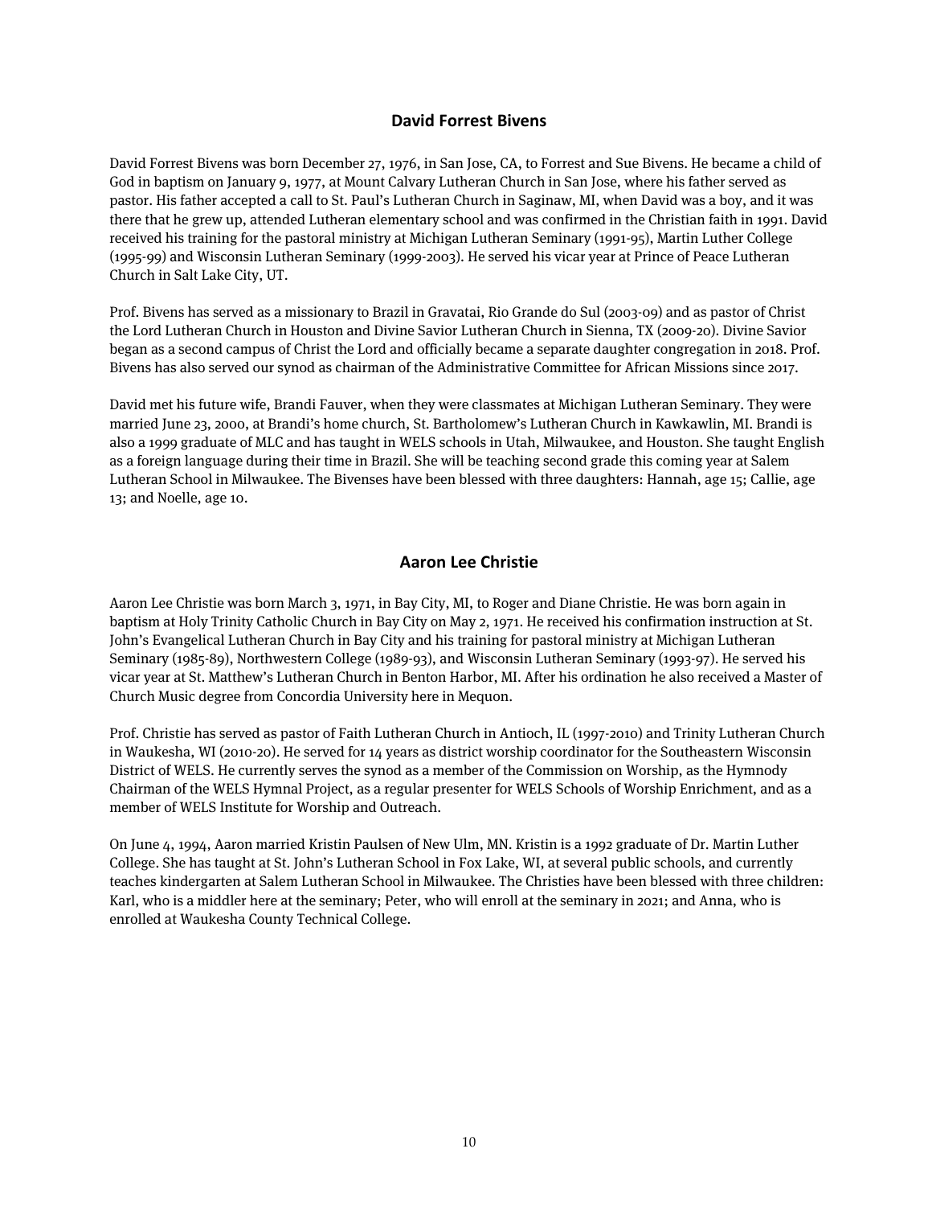## David Forrest Bivens

David Forrest Bivens was born December 27, 1976, in San Jose, CA, to Forrest and Sue Bivens. He became a child of God in baptism on January 9, 1977, at Mount Calvary Lutheran Church in San Jose, where his father served as pastor. His father accepted a call to St. Paul's Lutheran Church in Saginaw, MI, when David was a boy, and it was there that he grew up, attended Lutheran elementary school and was confirmed in the Christian faith in 1991. David received his training for the pastoral ministry at Michigan Lutheran Seminary (1991-95), Martin Luther College (1995-99) and Wisconsin Lutheran Seminary (1999-2003). He served his vicar year at Prince of Peace Lutheran Church in Salt Lake City, UT.

Prof. Bivens has served as a missionary to Brazil in Gravatai, Rio Grande do Sul (2003-09) and as pastor of Christ the Lord Lutheran Church in Houston and Divine Savior Lutheran Church in Sienna, TX (2009-20). Divine Savior began as a second campus of Christ the Lord and officially became a separate daughter congregation in 2018. Prof. Bivens has also served our synod as chairman of the Administrative Committee for African Missions since 2017.

David met his future wife, Brandi Fauver, when they were classmates at Michigan Lutheran Seminary. They were married June 23, 2000, at Brandi's home church, St. Bartholomew's Lutheran Church in Kawkawlin, MI. Brandi is also a 1999 graduate of MLC and has taught in WELS schools in Utah, Milwaukee, and Houston. She taught English as a foreign language during their time in Brazil. She will be teaching second grade this coming year at Salem Lutheran School in Milwaukee. The Bivenses have been blessed with three daughters: Hannah, age 15; Callie, age 13; and Noelle, age 10.

## Aaron Lee Christie

Aaron Lee Christie was born March 3, 1971, in Bay City, MI, to Roger and Diane Christie. He was born again in baptism at Holy Trinity Catholic Church in Bay City on May 2, 1971. He received his confirmation instruction at St. John's Evangelical Lutheran Church in Bay City and his training for pastoral ministry at Michigan Lutheran Seminary (1985-89), Northwestern College (1989-93), and Wisconsin Lutheran Seminary (1993-97). He served his vicar year at St. Matthew's Lutheran Church in Benton Harbor, MI. After his ordination he also received a Master of Church Music degree from Concordia University here in Mequon.

Prof. Christie has served as pastor of Faith Lutheran Church in Antioch, IL (1997-2010) and Trinity Lutheran Church in Waukesha, WI (2010-20). He served for 14 years as district worship coordinator for the Southeastern Wisconsin District of WELS. He currently serves the synod as a member of the Commission on Worship, as the Hymnody Chairman of the WELS Hymnal Project, as a regular presenter for WELS Schools of Worship Enrichment, and as a member of WELS Institute for Worship and Outreach.

On June 4, 1994, Aaron married Kristin Paulsen of New Ulm, MN. Kristin is a 1992 graduate of Dr. Martin Luther College. She has taught at St. John's Lutheran School in Fox Lake, WI, at several public schools, and currently teaches kindergarten at Salem Lutheran School in Milwaukee. The Christies have been blessed with three children: Karl, who is a middler here at the seminary; Peter, who will enroll at the seminary in 2021; and Anna, who is enrolled at Waukesha County Technical College.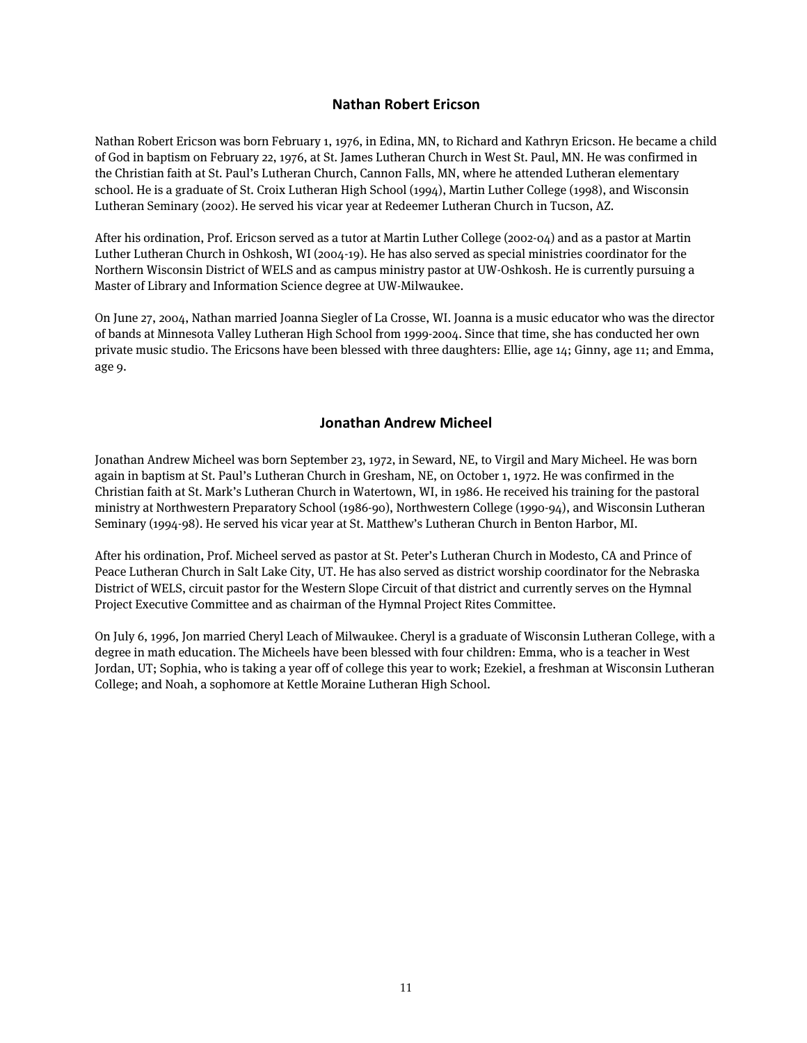## Nathan Robert Ericson

Nathan Robert Ericson was born February 1, 1976, in Edina, MN, to Richard and Kathryn Ericson. He became a child of God in baptism on February 22, 1976, at St. James Lutheran Church in West St. Paul, MN. He was confirmed in the Christian faith at St. Paul's Lutheran Church, Cannon Falls, MN, where he attended Lutheran elementary school. He is a graduate of St. Croix Lutheran High School (1994), Martin Luther College (1998), and Wisconsin Lutheran Seminary (2002). He served his vicar year at Redeemer Lutheran Church in Tucson, AZ.

After his ordination, Prof. Ericson served as a tutor at Martin Luther College (2002-04) and as a pastor at Martin Luther Lutheran Church in Oshkosh, WI (2004-19). He has also served as special ministries coordinator for the Northern Wisconsin District of WELS and as campus ministry pastor at UW-Oshkosh. He is currently pursuing a Master of Library and Information Science degree at UW-Milwaukee.

On June 27, 2004, Nathan married Joanna Siegler of La Crosse, WI. Joanna is a music educator who was the director of bands at Minnesota Valley Lutheran High School from 1999-2004. Since that time, she has conducted her own private music studio. The Ericsons have been blessed with three daughters: Ellie, age 14; Ginny, age 11; and Emma, age 9.

## Jonathan Andrew Micheel

Jonathan Andrew Micheel was born September 23, 1972, in Seward, NE, to Virgil and Mary Micheel. He was born again in baptism at St. Paul's Lutheran Church in Gresham, NE, on October 1, 1972. He was confirmed in the Christian faith at St. Mark's Lutheran Church in Watertown, WI, in 1986. He received his training for the pastoral ministry at Northwestern Preparatory School (1986-90), Northwestern College (1990-94), and Wisconsin Lutheran Seminary (1994-98). He served his vicar year at St. Matthew's Lutheran Church in Benton Harbor, MI.

After his ordination, Prof. Micheel served as pastor at St. Peter's Lutheran Church in Modesto, CA and Prince of Peace Lutheran Church in Salt Lake City, UT. He has also served as district worship coordinator for the Nebraska District of WELS, circuit pastor for the Western Slope Circuit of that district and currently serves on the Hymnal Project Executive Committee and as chairman of the Hymnal Project Rites Committee.

On July 6, 1996, Jon married Cheryl Leach of Milwaukee. Cheryl is a graduate of Wisconsin Lutheran College, with a degree in math education. The Micheels have been blessed with four children: Emma, who is a teacher in West Jordan, UT; Sophia, who is taking a year off of college this year to work; Ezekiel, a freshman at Wisconsin Lutheran College; and Noah, a sophomore at Kettle Moraine Lutheran High School.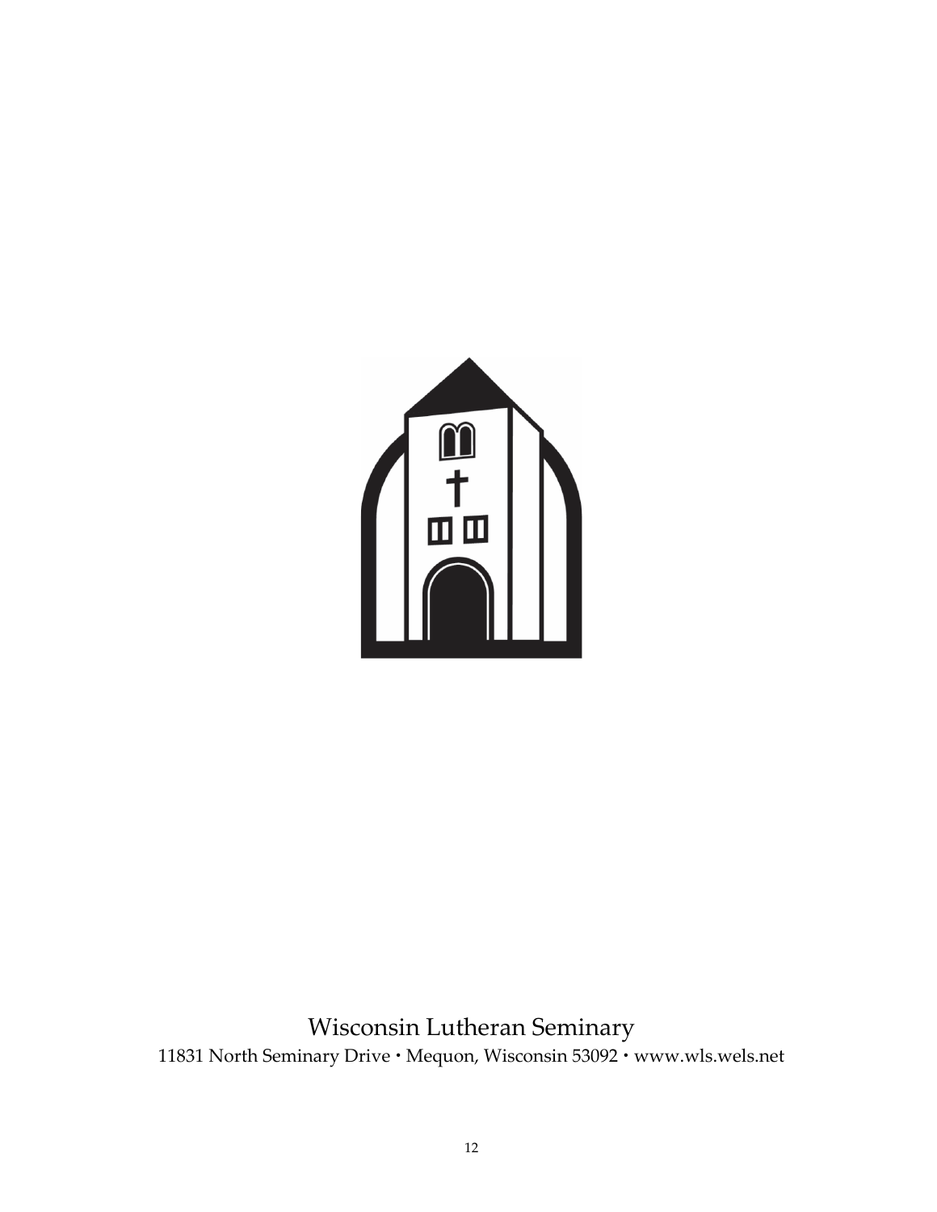Wisconsin Lutheran Seminary

11831 North Seminary Drive • Mequon, Wisconsin 53092 • www.wls.wels.net